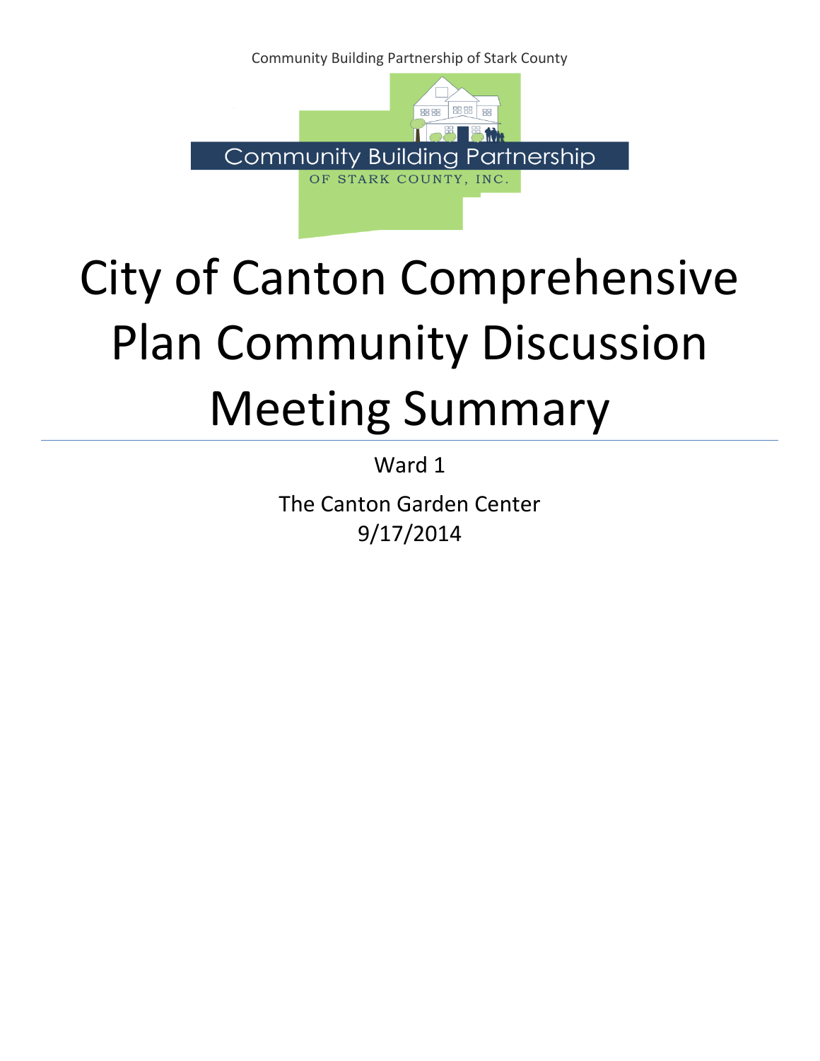Community Building Partnership of Stark County

Community Building Partnership

OF STARK COUNTY, INC.

# City of Canton Comprehensive Plan Community Discussion Meeting Summary

Ward 1

The Canton Garden Center
9/17/2014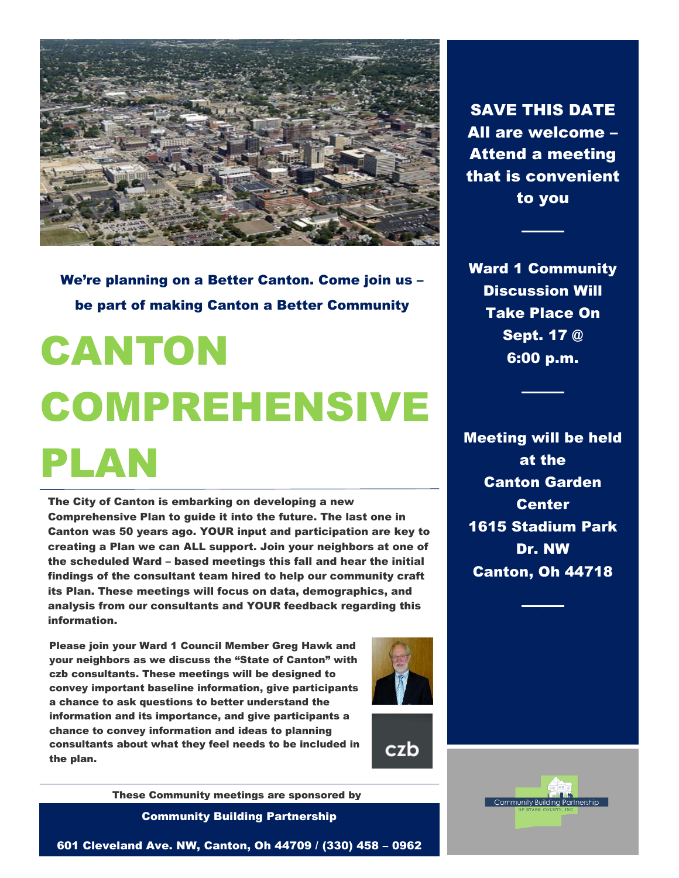**We're planning on a Better Canton. Come join us – be part of making Canton a Better Community**

# CANTON COMPREHENSIVE PLAN

**The City of Canton is embarking on developing a new Comprehensive Plan to guide it into the future. The last one in Canton was 50 years ago. YOUR input and participation are key to creating a Plan we can ALL support. Join your neighbors at one of the scheduled Ward – based meetings this fall and hear the initial findings of the consultant team hired to help our community craft its Plan. These meetings will focus on data, demographics, and analysis from our consultants and YOUR feedback regarding this information.**

**Please join your Ward 1 Council Member Greg Hawk and your neighbors as we discuss the "State of Canton" with czb consultants. These meetings will be designed to convey important baseline information, give participants a chance to ask questions to better understand the information and its importance, and give participants a chance to convey information and ideas to planning consultants about what they feel needs to be included in the plan.**

czb

**These Community meetings are sponsored by**

**Community Building Partnership**

**601 Cleveland Ave. NW, Canton, Oh 44709 / (330) 458 – 0962**

**SAVE THIS DATE**
**All are welcome – Attend a meeting that is convenient to you**

**Ward 1 Community Discussion Will Take Place On Sept. 17 @ 6:00 p.m.**

**Meeting will be held at the**
**Canton Garden Center**
**1615 Stadium Park Dr. NW**
**Canton, Oh 44718**

Community Building Partnership
OF STARK COUNTY, INC.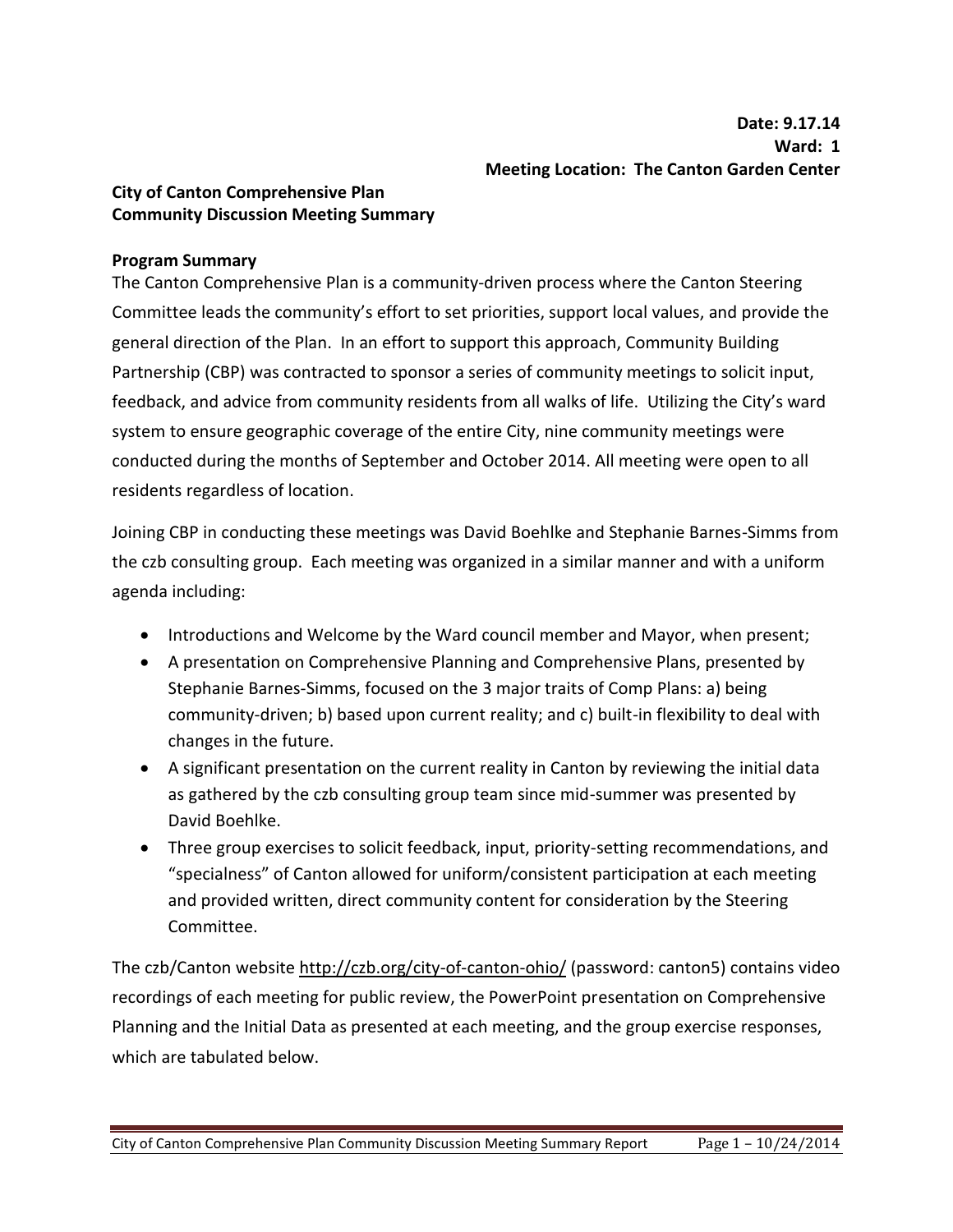**Date: 9.17.14**
**Ward: 1**
**Meeting Location: The Canton Garden Center**

**City of Canton Comprehensive Plan**
**Community Discussion Meeting Summary**

**Program Summary**

The Canton Comprehensive Plan is a community-driven process where the Canton Steering Committee leads the community's effort to set priorities, support local values, and provide the general direction of the Plan. In an effort to support this approach, Community Building Partnership (CBP) was contracted to sponsor a series of community meetings to solicit input, feedback, and advice from community residents from all walks of life. Utilizing the City's ward system to ensure geographic coverage of the entire City, nine community meetings were conducted during the months of September and October 2014. All meeting were open to all residents regardless of location.

Joining CBP in conducting these meetings was David Boehlke and Stephanie Barnes-Simms from the czb consulting group. Each meeting was organized in a similar manner and with a uniform agenda including:

- Introductions and Welcome by the Ward council member and Mayor, when present;
- A presentation on Comprehensive Planning and Comprehensive Plans, presented by Stephanie Barnes-Simms, focused on the 3 major traits of Comp Plans: a) being community-driven; b) based upon current reality; and c) built-in flexibility to deal with changes in the future.
- A significant presentation on the current reality in Canton by reviewing the initial data as gathered by the czb consulting group team since mid-summer was presented by David Boehlke.
- Three group exercises to solicit feedback, input, priority-setting recommendations, and "specialness" of Canton allowed for uniform/consistent participation at each meeting and provided written, direct community content for consideration by the Steering Committee.

The czb/Canton website http://czb.org/city-of-canton-ohio/ (password: canton5) contains video recordings of each meeting for public review, the PowerPoint presentation on Comprehensive Planning and the Initial Data as presented at each meeting, and the group exercise responses, which are tabulated below.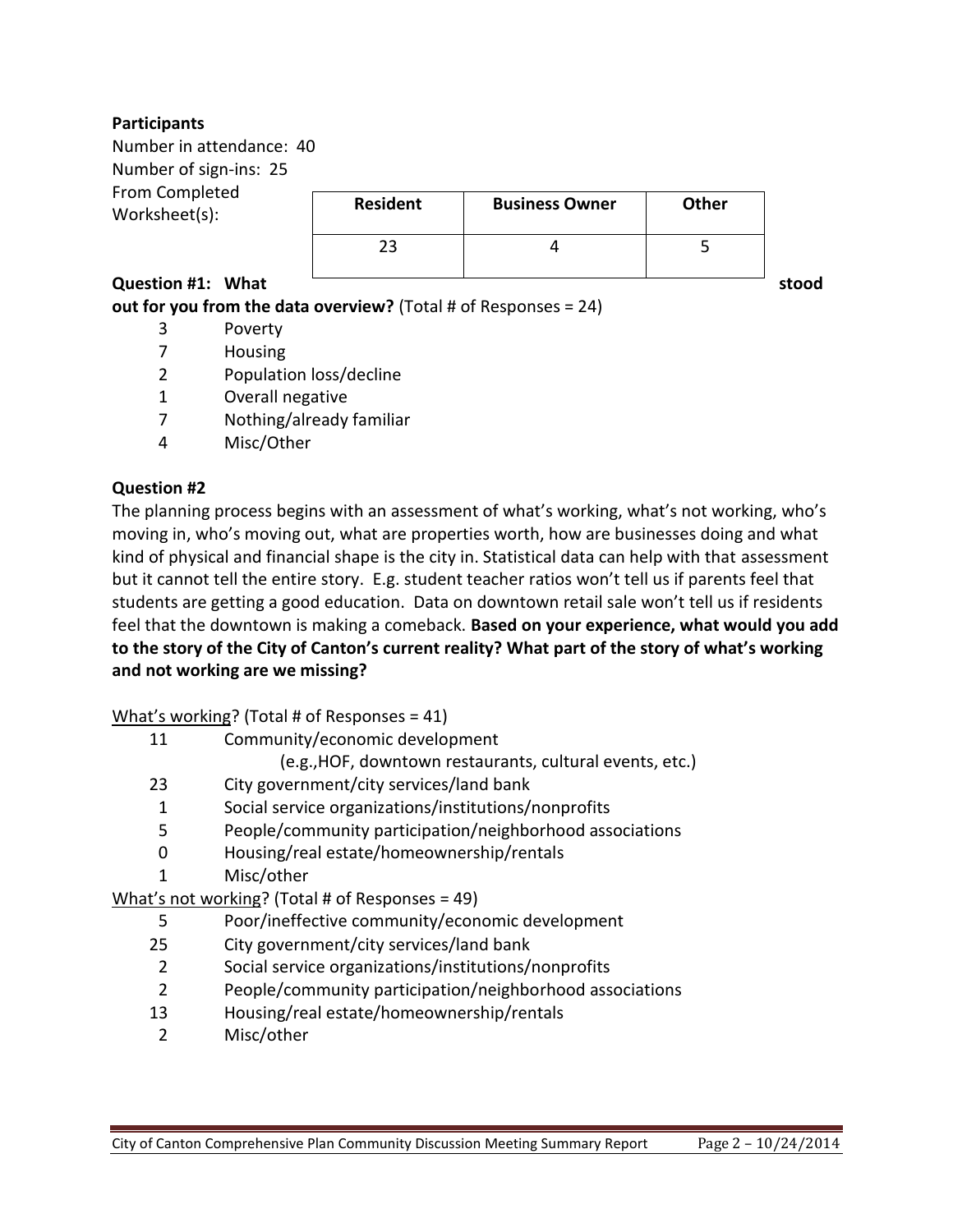**Participants**

Number in attendance: 40

Number of sign-ins: 25

From Completed Worksheet(s):

| Resident | Business Owner | Other |
|---|---|---|
| 23 | 4 | 5 |

**Question #1: What stood out for you from the data overview?** (Total # of Responses = 24)

- 3 Poverty
- 7 Housing
- 2 Population loss/decline
- 1 Overall negative
- 7 Nothing/already familiar
- 4 Misc/Other

**Question #2**

The planning process begins with an assessment of what's working, what's not working, who's moving in, who's moving out, what are properties worth, how are businesses doing and what kind of physical and financial shape is the city in. Statistical data can help with that assessment but it cannot tell the entire story. E.g. student teacher ratios won't tell us if parents feel that students are getting a good education. Data on downtown retail sale won't tell us if residents feel that the downtown is making a comeback. **Based on your experience, what would you add to the story of the City of Canton's current reality? What part of the story of what's working and not working are we missing?**

What's working? (Total # of Responses = 41)

- 11 Community/economic development
  (e.g.,HOF, downtown restaurants, cultural events, etc.)
- 23 City government/city services/land bank
- 1 Social service organizations/institutions/nonprofits
- 5 People/community participation/neighborhood associations
- 0 Housing/real estate/homeownership/rentals
- 1 Misc/other

What's not working? (Total # of Responses = 49)

- 5 Poor/ineffective community/economic development
- 25 City government/city services/land bank
- 2 Social service organizations/institutions/nonprofits
- 2 People/community participation/neighborhood associations
- 13 Housing/real estate/homeownership/rentals
- 2 Misc/other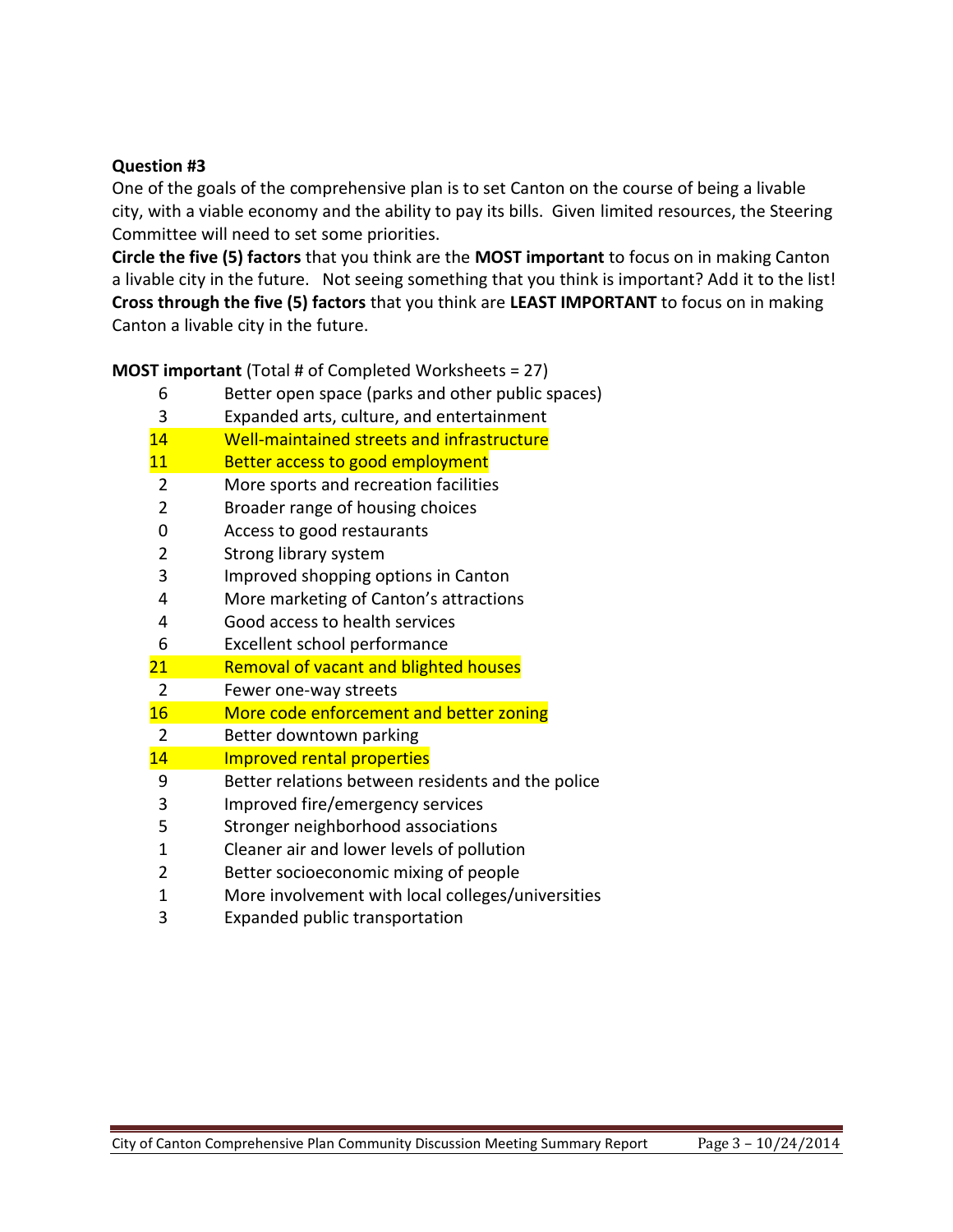**Question #3**

One of the goals of the comprehensive plan is to set Canton on the course of being a livable city, with a viable economy and the ability to pay its bills. Given limited resources, the Steering Committee will need to set some priorities.

**Circle the five (5) factors** that you think are the **MOST important** to focus on in making Canton a livable city in the future. Not seeing something that you think is important? Add it to the list!

**Cross through the five (5) factors** that you think are **LEAST IMPORTANT** to focus on in making Canton a livable city in the future.

**MOST important** (Total # of Completed Worksheets = 27)

| | |
|---|---|
| 6 | Better open space (parks and other public spaces) |
| 3 | Expanded arts, culture, and entertainment |
| 14 | Well-maintained streets and infrastructure |
| 11 | Better access to good employment |
| 2 | More sports and recreation facilities |
| 2 | Broader range of housing choices |
| 0 | Access to good restaurants |
| 2 | Strong library system |
| 3 | Improved shopping options in Canton |
| 4 | More marketing of Canton's attractions |
| 4 | Good access to health services |
| 6 | Excellent school performance |
| 21 | Removal of vacant and blighted houses |
| 2 | Fewer one-way streets |
| 16 | More code enforcement and better zoning |
| 2 | Better downtown parking |
| 14 | Improved rental properties |
| 9 | Better relations between residents and the police |
| 3 | Improved fire/emergency services |
| 5 | Stronger neighborhood associations |
| 1 | Cleaner air and lower levels of pollution |
| 2 | Better socioeconomic mixing of people |
| 1 | More involvement with local colleges/universities |
| 3 | Expanded public transportation |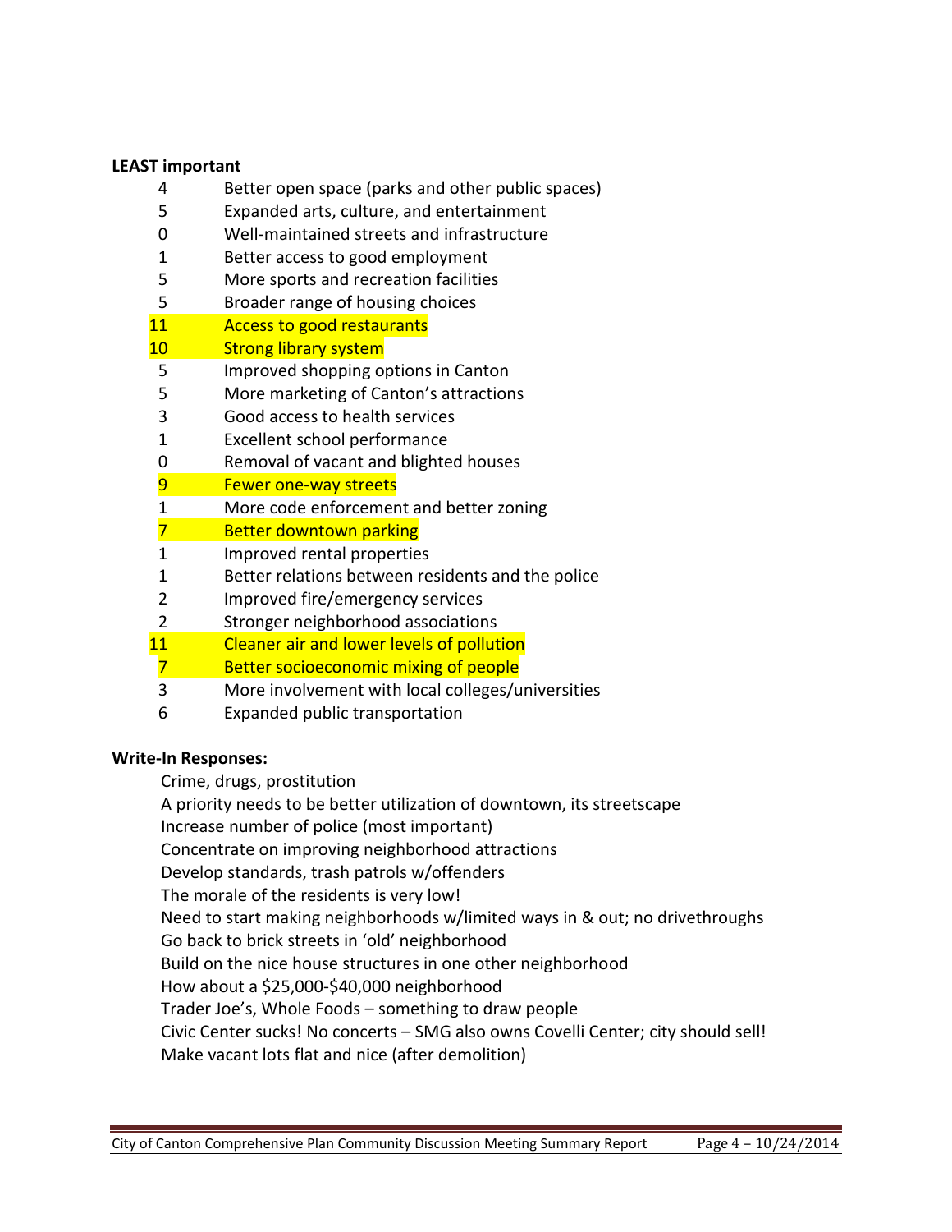**LEAST important**

| | |
|---|---|
| 4 | Better open space (parks and other public spaces) |
| 5 | Expanded arts, culture, and entertainment |
| 0 | Well-maintained streets and infrastructure |
| 1 | Better access to good employment |
| 5 | More sports and recreation facilities |
| 5 | Broader range of housing choices |
| 11 | Access to good restaurants |
| 10 | Strong library system |
| 5 | Improved shopping options in Canton |
| 5 | More marketing of Canton's attractions |
| 3 | Good access to health services |
| 1 | Excellent school performance |
| 0 | Removal of vacant and blighted houses |
| 9 | Fewer one-way streets |
| 1 | More code enforcement and better zoning |
| 7 | Better downtown parking |
| 1 | Improved rental properties |
| 1 | Better relations between residents and the police |
| 2 | Improved fire/emergency services |
| 2 | Stronger neighborhood associations |
| 11 | Cleaner air and lower levels of pollution |
| 7 | Better socioeconomic mixing of people |
| 3 | More involvement with local colleges/universities |
| 6 | Expanded public transportation |

**Write-In Responses:**

Crime, drugs, prostitution
A priority needs to be better utilization of downtown, its streetscape
Increase number of police (most important)
Concentrate on improving neighborhood attractions
Develop standards, trash patrols w/offenders
The morale of the residents is very low!
Need to start making neighborhoods w/limited ways in & out; no drivethroughs
Go back to brick streets in 'old' neighborhood
Build on the nice house structures in one other neighborhood
How about a $25,000-$40,000 neighborhood
Trader Joe's, Whole Foods – something to draw people
Civic Center sucks! No concerts – SMG also owns Covelli Center; city should sell!
Make vacant lots flat and nice (after demolition)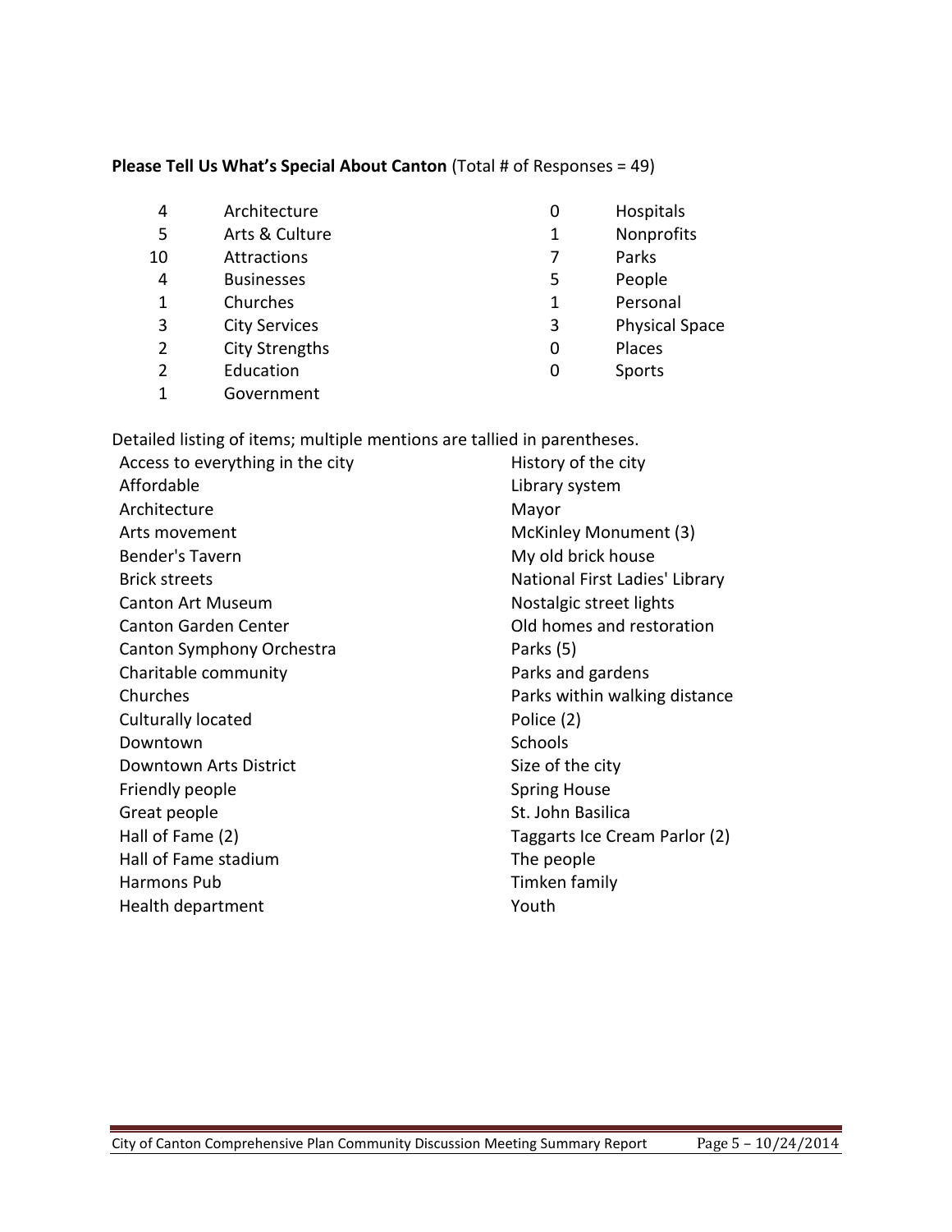**Please Tell Us What's Special About Canton** (Total # of Responses = 49)

| | | | |
|---|---|---|---|
| 4 | Architecture | 0 | Hospitals |
| 5 | Arts & Culture | 1 | Nonprofits |
| 10 | Attractions | 7 | Parks |
| 4 | Businesses | 5 | People |
| 1 | Churches | 1 | Personal |
| 3 | City Services | 3 | Physical Space |
| 2 | City Strengths | 0 | Places |
| 2 | Education | 0 | Sports |
| 1 | Government | | |

Detailed listing of items; multiple mentions are tallied in parentheses.

- Access to everything in the city
- Affordable
- Architecture
- Arts movement
- Bender's Tavern
- Brick streets
- Canton Art Museum
- Canton Garden Center
- Canton Symphony Orchestra
- Charitable community
- Churches
- Culturally located
- Downtown
- Downtown Arts District
- Friendly people
- Great people
- Hall of Fame (2)
- Hall of Fame stadium
- Harmons Pub
- Health department
- History of the city
- Library system
- Mayor
- McKinley Monument (3)
- My old brick house
- National First Ladies' Library
- Nostalgic street lights
- Old homes and restoration
- Parks (5)
- Parks and gardens
- Parks within walking distance
- Police (2)
- Schools
- Size of the city
- Spring House
- St. John Basilica
- Taggarts Ice Cream Parlor (2)
- The people
- Timken family
- Youth